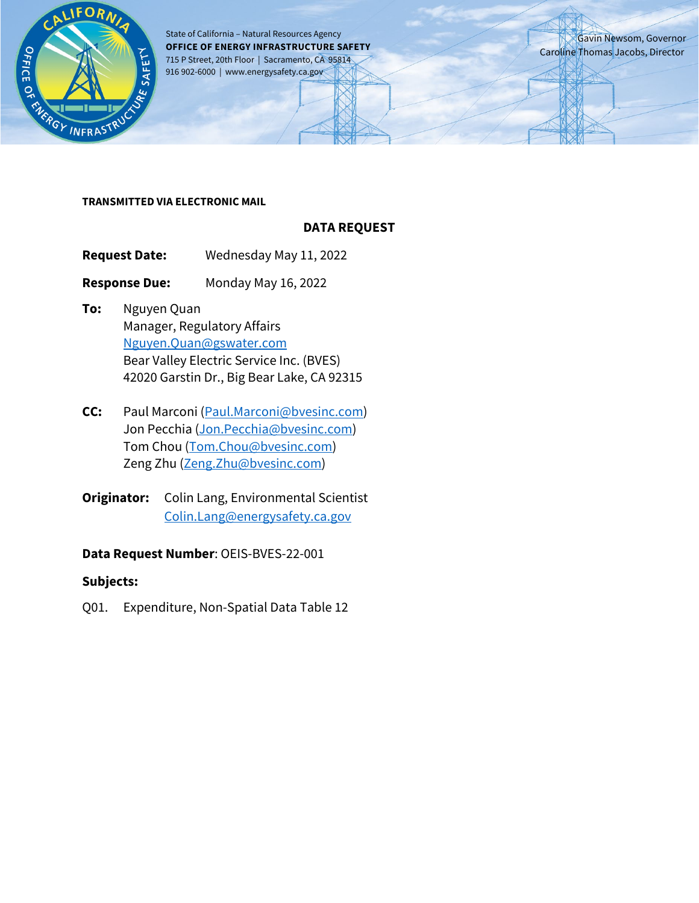State of California – Natural Resources Agency
**OFFICE OF ENERGY INFRASTRUCTURE SAFETY**
715 P Street, 20th Floor | Sacramento, CA 95814
916 902-6000 | www.energysafety.ca.gov

Gavin Newsom, Governor
Caroline Thomas Jacobs, Director

**TRANSMITTED VIA ELECTRONIC MAIL**

**DATA REQUEST**

**Request Date:** Wednesday May 11, 2022

**Response Due:** Monday May 16, 2022

**To:** Nguyen Quan
Manager, Regulatory Affairs
Nguyen.Quan@gswater.com
Bear Valley Electric Service Inc. (BVES)
42020 Garstin Dr., Big Bear Lake, CA 92315

**CC:** Paul Marconi (Paul.Marconi@bvesinc.com)
Jon Pecchia (Jon.Pecchia@bvesinc.com)
Tom Chou (Tom.Chou@bvesinc.com)
Zeng Zhu (Zeng.Zhu@bvesinc.com)

**Originator:** Colin Lang, Environmental Scientist
Colin.Lang@energysafety.ca.gov

**Data Request Number**: OEIS-BVES-22-001

**Subjects:**

Q01. Expenditure, Non-Spatial Data Table 12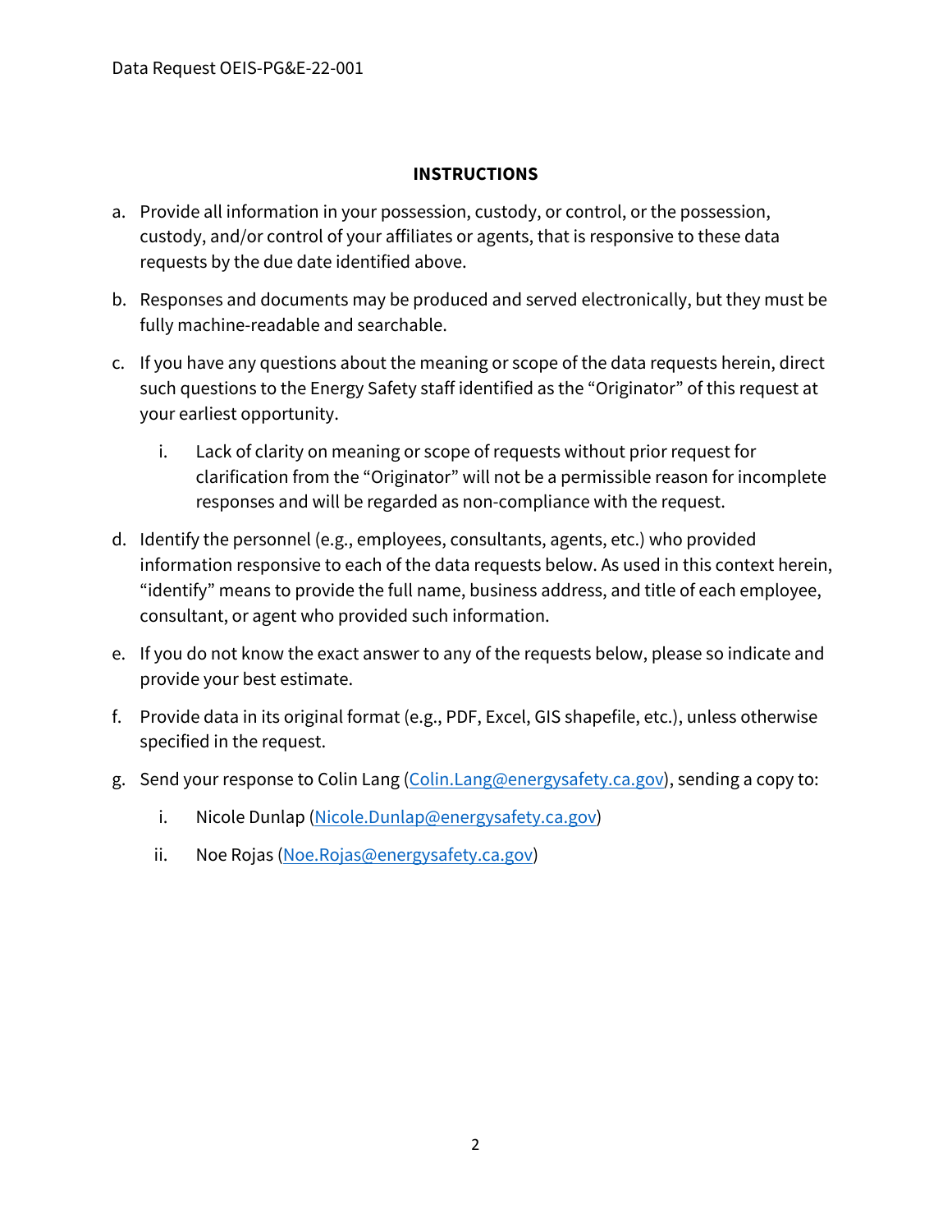## INSTRUCTIONS

a. Provide all information in your possession, custody, or control, or the possession, custody, and/or control of your affiliates or agents, that is responsive to these data requests by the due date identified above.

b. Responses and documents may be produced and served electronically, but they must be fully machine-readable and searchable.

c. If you have any questions about the meaning or scope of the data requests herein, direct such questions to the Energy Safety staff identified as the "Originator" of this request at your earliest opportunity.

   i. Lack of clarity on meaning or scope of requests without prior request for clarification from the "Originator" will not be a permissible reason for incomplete responses and will be regarded as non-compliance with the request.

d. Identify the personnel (e.g., employees, consultants, agents, etc.) who provided information responsive to each of the data requests below. As used in this context herein, "identify" means to provide the full name, business address, and title of each employee, consultant, or agent who provided such information.

e. If you do not know the exact answer to any of the requests below, please so indicate and provide your best estimate.

f. Provide data in its original format (e.g., PDF, Excel, GIS shapefile, etc.), unless otherwise specified in the request.

g. Send your response to Colin Lang (Colin.Lang@energysafety.ca.gov), sending a copy to:

   i. Nicole Dunlap (Nicole.Dunlap@energysafety.ca.gov)

   ii. Noe Rojas (Noe.Rojas@energysafety.ca.gov)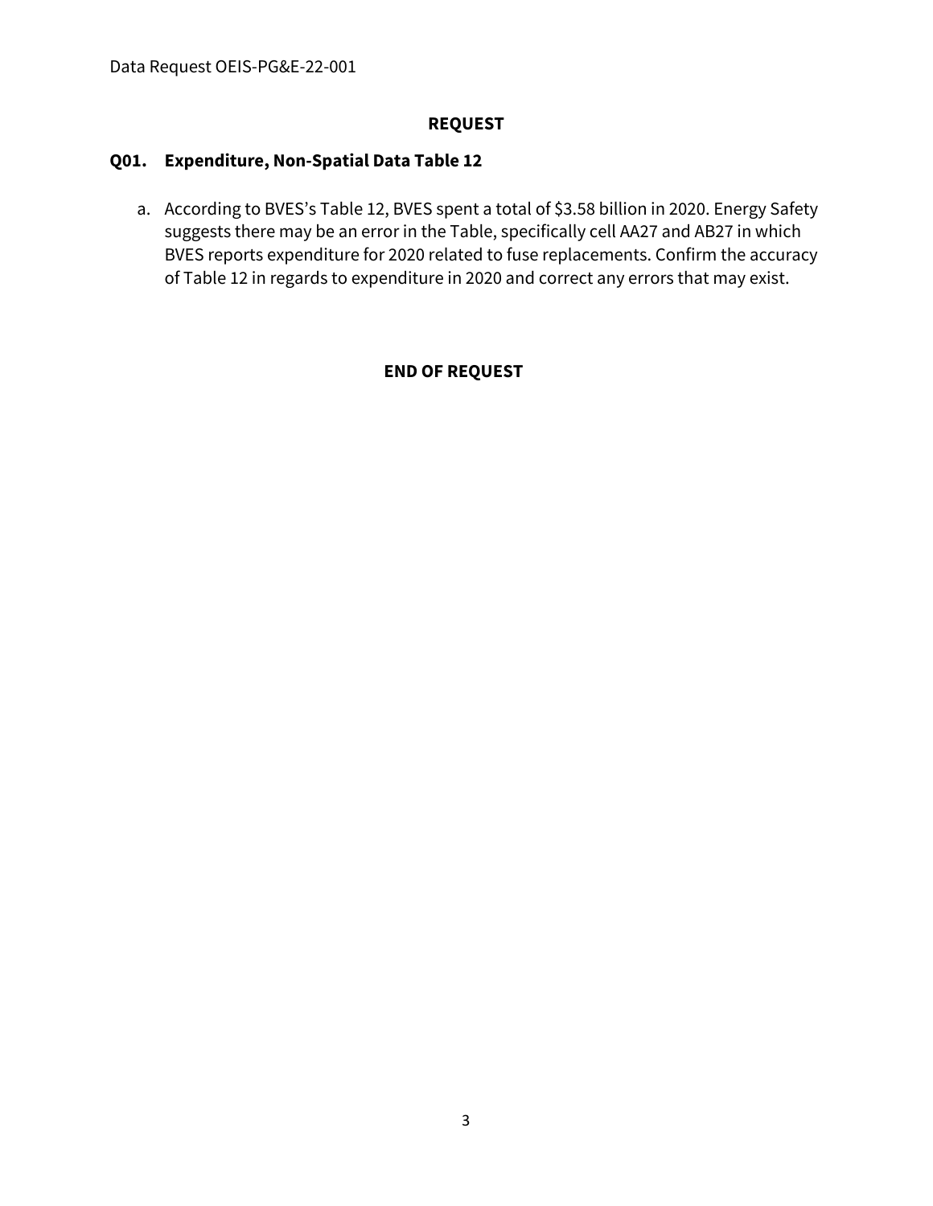## REQUEST

### Q01. Expenditure, Non-Spatial Data Table 12

a. According to BVES's Table 12, BVES spent a total of $3.58 billion in 2020. Energy Safety suggests there may be an error in the Table, specifically cell AA27 and AB27 in which BVES reports expenditure for 2020 related to fuse replacements. Confirm the accuracy of Table 12 in regards to expenditure in 2020 and correct any errors that may exist.

**END OF REQUEST**